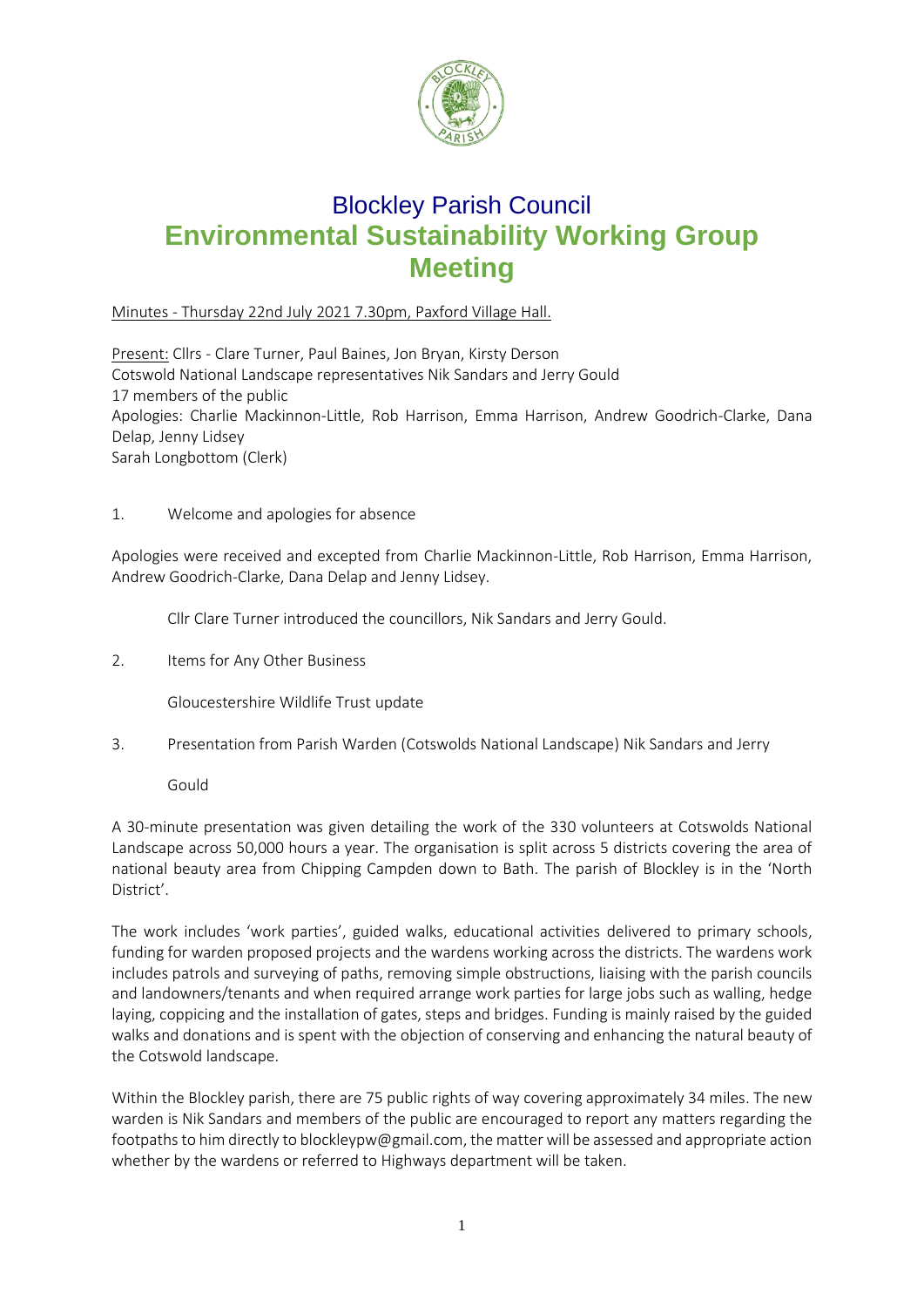# Blockley Parish Council

# Environmental Sustainability Working Group Meeting

Minutes - Thursday 22nd July 2021 7.30pm, Paxford Village Hall.

Present: Cllrs - Clare Turner, Paul Baines, Jon Bryan, Kirsty Derson
Cotswold National Landscape representatives Nik Sandars and Jerry Gould
17 members of the public
Apologies: Charlie Mackinnon-Little, Rob Harrison, Emma Harrison, Andrew Goodrich-Clarke, Dana Delap, Jenny Lidsey
Sarah Longbottom (Clerk)

1. Welcome and apologies for absence

Apologies were received and excepted from Charlie Mackinnon-Little, Rob Harrison, Emma Harrison, Andrew Goodrich-Clarke, Dana Delap and Jenny Lidsey.

Cllr Clare Turner introduced the councillors, Nik Sandars and Jerry Gould.

2. Items for Any Other Business

Gloucestershire Wildlife Trust update

3. Presentation from Parish Warden (Cotswolds National Landscape) Nik Sandars and Jerry Gould

A 30-minute presentation was given detailing the work of the 330 volunteers at Cotswolds National Landscape across 50,000 hours a year. The organisation is split across 5 districts covering the area of national beauty area from Chipping Campden down to Bath. The parish of Blockley is in the 'North District'.

The work includes 'work parties', guided walks, educational activities delivered to primary schools, funding for warden proposed projects and the wardens working across the districts. The wardens work includes patrols and surveying of paths, removing simple obstructions, liaising with the parish councils and landowners/tenants and when required arrange work parties for large jobs such as walling, hedge laying, coppicing and the installation of gates, steps and bridges. Funding is mainly raised by the guided walks and donations and is spent with the objection of conserving and enhancing the natural beauty of the Cotswold landscape.

Within the Blockley parish, there are 75 public rights of way covering approximately 34 miles. The new warden is Nik Sandars and members of the public are encouraged to report any matters regarding the footpaths to him directly to blockleypw@gmail.com, the matter will be assessed and appropriate action whether by the wardens or referred to Highways department will be taken.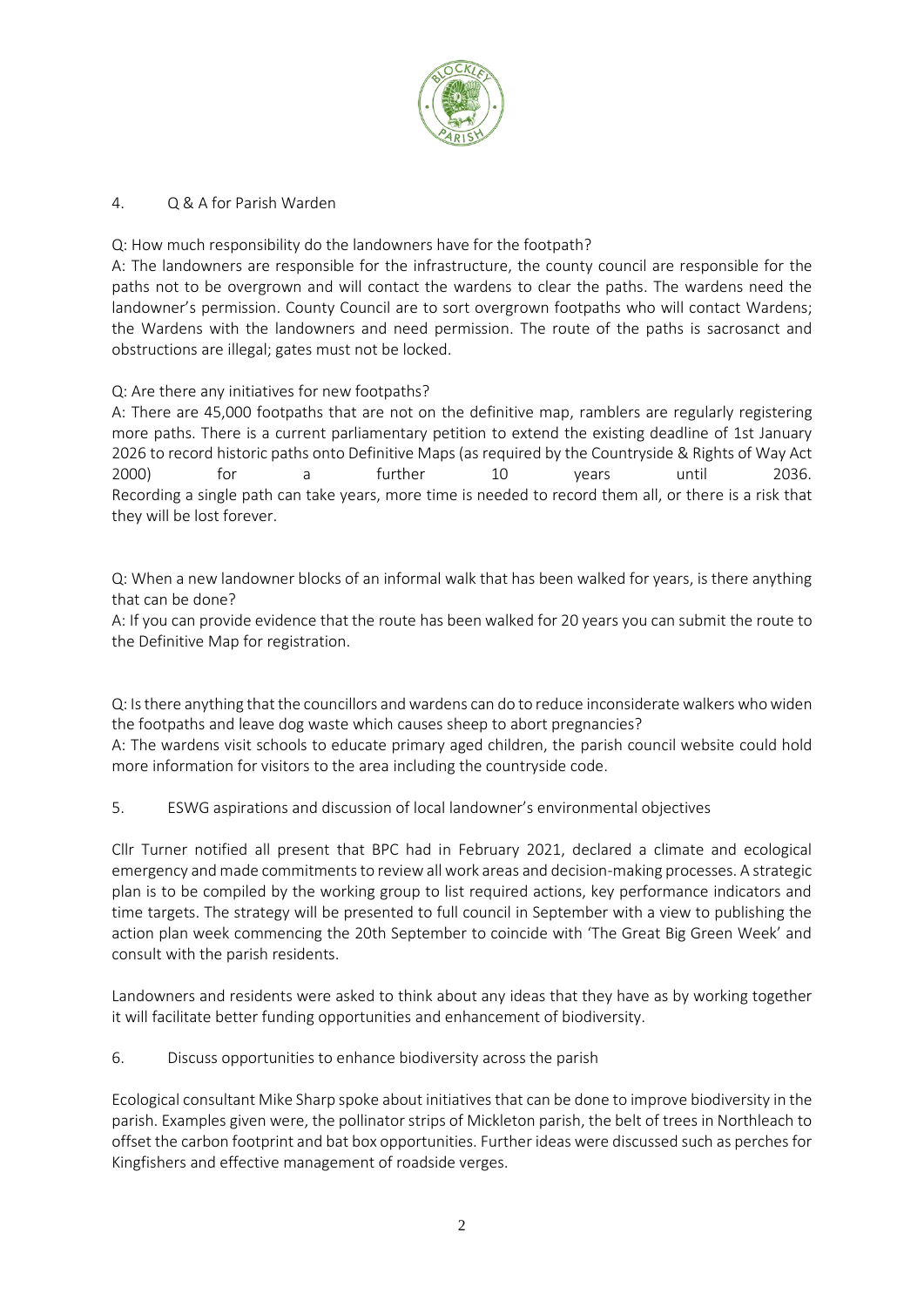## 4. Q & A for Parish Warden

Q: How much responsibility do the landowners have for the footpath?

A: The landowners are responsible for the infrastructure, the county council are responsible for the paths not to be overgrown and will contact the wardens to clear the paths. The wardens need the landowner's permission. County Council are to sort overgrown footpaths who will contact Wardens; the Wardens with the landowners and need permission. The route of the paths is sacrosanct and obstructions are illegal; gates must not be locked.

Q: Are there any initiatives for new footpaths?

A: There are 45,000 footpaths that are not on the definitive map, ramblers are regularly registering more paths. There is a current parliamentary petition to extend the existing deadline of 1st January 2026 to record historic paths onto Definitive Maps (as required by the Countryside & Rights of Way Act 2000) for a further 10 years until 2036.
Recording a single path can take years, more time is needed to record them all, or there is a risk that they will be lost forever.

Q: When a new landowner blocks of an informal walk that has been walked for years, is there anything that can be done?

A: If you can provide evidence that the route has been walked for 20 years you can submit the route to the Definitive Map for registration.

Q: Is there anything that the councillors and wardens can do to reduce inconsiderate walkers who widen the footpaths and leave dog waste which causes sheep to abort pregnancies?

A: The wardens visit schools to educate primary aged children, the parish council website could hold more information for visitors to the area including the countryside code.

## 5. ESWG aspirations and discussion of local landowner's environmental objectives

Cllr Turner notified all present that BPC had in February 2021, declared a climate and ecological emergency and made commitments to review all work areas and decision-making processes. A strategic plan is to be compiled by the working group to list required actions, key performance indicators and time targets. The strategy will be presented to full council in September with a view to publishing the action plan week commencing the 20th September to coincide with 'The Great Big Green Week' and consult with the parish residents.

Landowners and residents were asked to think about any ideas that they have as by working together it will facilitate better funding opportunities and enhancement of biodiversity.

## 6. Discuss opportunities to enhance biodiversity across the parish

Ecological consultant Mike Sharp spoke about initiatives that can be done to improve biodiversity in the parish. Examples given were, the pollinator strips of Mickleton parish, the belt of trees in Northleach to offset the carbon footprint and bat box opportunities. Further ideas were discussed such as perches for Kingfishers and effective management of roadside verges.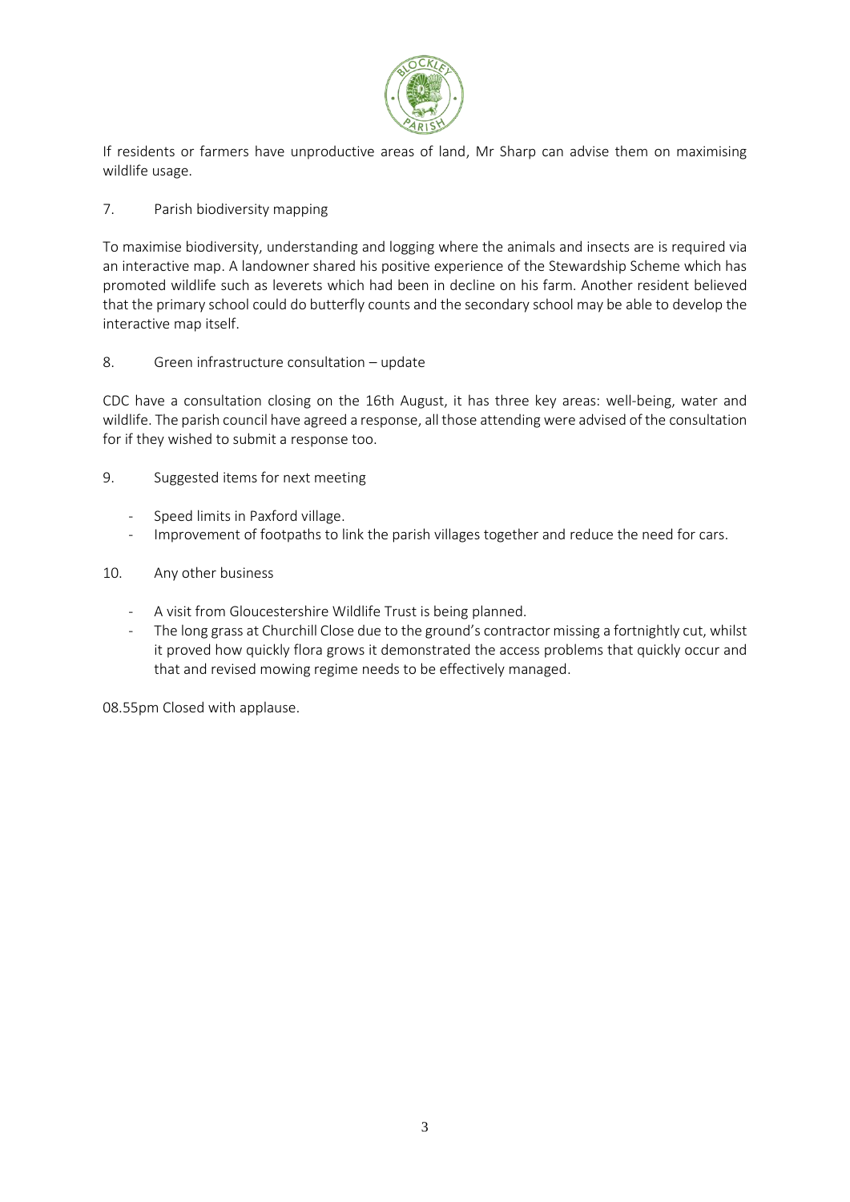If residents or farmers have unproductive areas of land, Mr Sharp can advise them on maximising wildlife usage.

7. Parish biodiversity mapping

To maximise biodiversity, understanding and logging where the animals and insects are is required via an interactive map. A landowner shared his positive experience of the Stewardship Scheme which has promoted wildlife such as leverets which had been in decline on his farm. Another resident believed that the primary school could do butterfly counts and the secondary school may be able to develop the interactive map itself.

8. Green infrastructure consultation – update

CDC have a consultation closing on the 16th August, it has three key areas: well-being, water and wildlife. The parish council have agreed a response, all those attending were advised of the consultation for if they wished to submit a response too.

9. Suggested items for next meeting

- Speed limits in Paxford village.
- Improvement of footpaths to link the parish villages together and reduce the need for cars.

10. Any other business

- A visit from Gloucestershire Wildlife Trust is being planned.
- The long grass at Churchill Close due to the ground's contractor missing a fortnightly cut, whilst it proved how quickly flora grows it demonstrated the access problems that quickly occur and that and revised mowing regime needs to be effectively managed.

08.55pm Closed with applause.